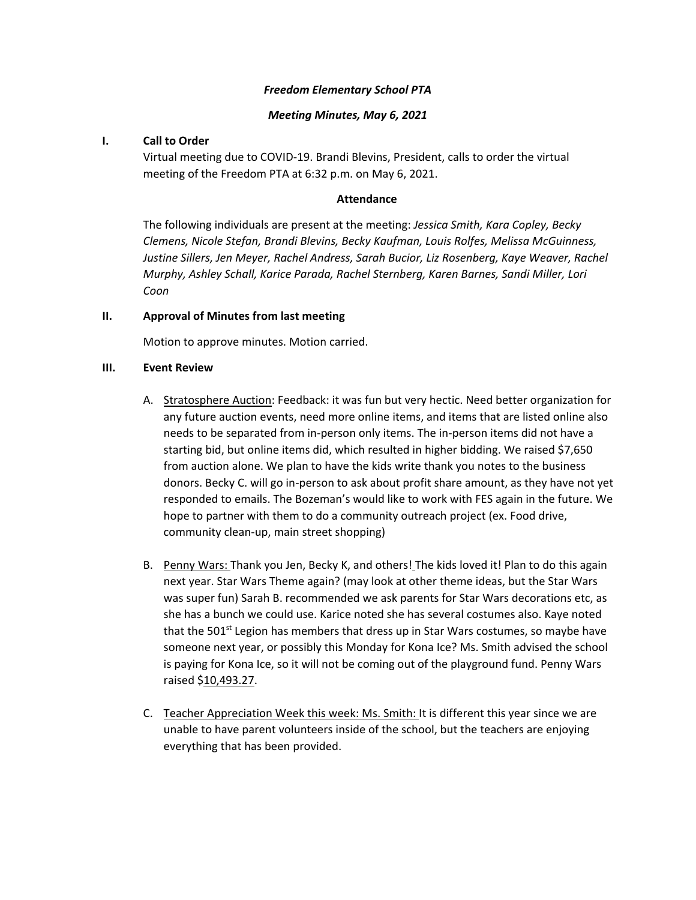***Freedom Elementary School PTA***

***Meeting Minutes, May 6, 2021***

**I. Call to Order**

Virtual meeting due to COVID-19. Brandi Blevins, President, calls to order the virtual meeting of the Freedom PTA at 6:32 p.m. on May 6, 2021.

**Attendance**

The following individuals are present at the meeting: *Jessica Smith, Kara Copley, Becky Clemens, Nicole Stefan, Brandi Blevins, Becky Kaufman, Louis Rolfes, Melissa McGuinness, Justine Sillers, Jen Meyer, Rachel Andress, Sarah Bucior, Liz Rosenberg, Kaye Weaver, Rachel Murphy, Ashley Schall, Karice Parada, Rachel Sternberg, Karen Barnes, Sandi Miller, Lori Coon*

**II. Approval of Minutes from last meeting**

Motion to approve minutes. Motion carried.

**III. Event Review**

A. <u>Stratosphere Auction</u>: Feedback: it was fun but very hectic. Need better organization for any future auction events, need more online items, and items that are listed online also needs to be separated from in-person only items. The in-person items did not have a starting bid, but online items did, which resulted in higher bidding. We raised $7,650 from auction alone. We plan to have the kids write thank you notes to the business donors. Becky C. will go in-person to ask about profit share amount, as they have not yet responded to emails. The Bozeman's would like to work with FES again in the future. We hope to partner with them to do a community outreach project (ex. Food drive, community clean-up, main street shopping)

B. <u>Penny Wars:</u> Thank you Jen, Becky K, and others! The kids loved it! Plan to do this again next year. Star Wars Theme again? (may look at other theme ideas, but the Star Wars was super fun) Sarah B. recommended we ask parents for Star Wars decorations etc, as she has a bunch we could use. Karice noted she has several costumes also. Kaye noted that the 501st Legion has members that dress up in Star Wars costumes, so maybe have someone next year, or possibly this Monday for Kona Ice? Ms. Smith advised the school is paying for Kona Ice, so it will not be coming out of the playground fund. Penny Wars raised $<u>10,493.27</u>.

C. <u>Teacher Appreciation Week this week: Ms. Smith:</u> It is different this year since we are unable to have parent volunteers inside of the school, but the teachers are enjoying everything that has been provided.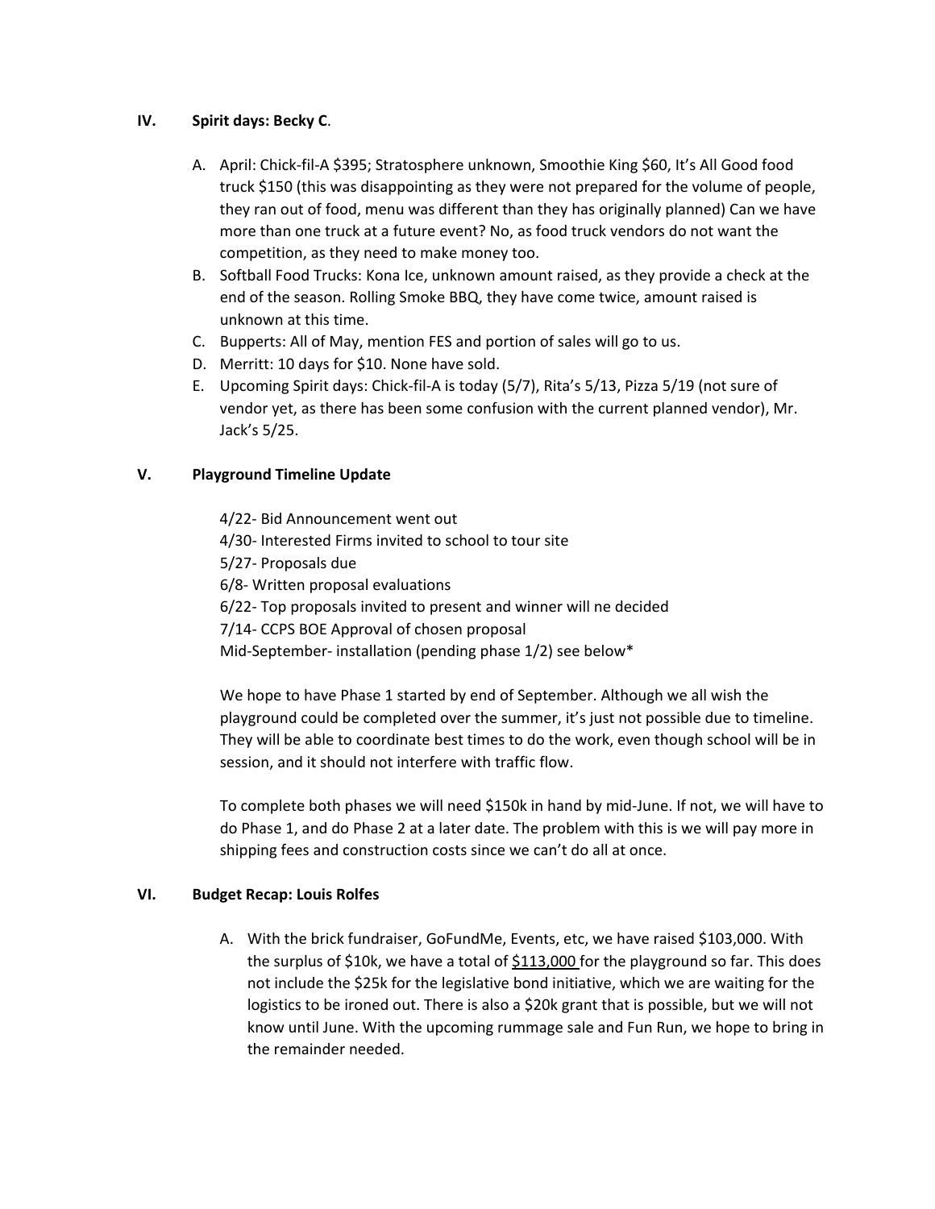## IV. Spirit days: Becky C.

A. April: Chick-fil-A $395; Stratosphere unknown, Smoothie King $60, It's All Good food truck $150 (this was disappointing as they were not prepared for the volume of people, they ran out of food, menu was different than they has originally planned) Can we have more than one truck at a future event? No, as food truck vendors do not want the competition, as they need to make money too.

B. Softball Food Trucks: Kona Ice, unknown amount raised, as they provide a check at the end of the season. Rolling Smoke BBQ, they have come twice, amount raised is unknown at this time.

C. Bupperts: All of May, mention FES and portion of sales will go to us.

D. Merritt: 10 days for $10. None have sold.

E. Upcoming Spirit days: Chick-fil-A is today (5/7), Rita's 5/13, Pizza 5/19 (not sure of vendor yet, as there has been some confusion with the current planned vendor), Mr. Jack's 5/25.

## V. Playground Timeline Update

4/22- Bid Announcement went out
4/30- Interested Firms invited to school to tour site
5/27- Proposals due
6/8- Written proposal evaluations
6/22- Top proposals invited to present and winner will ne decided
7/14- CCPS BOE Approval of chosen proposal
Mid-September- installation (pending phase 1/2) see below*

We hope to have Phase 1 started by end of September. Although we all wish the playground could be completed over the summer, it's just not possible due to timeline. They will be able to coordinate best times to do the work, even though school will be in session, and it should not interfere with traffic flow.

To complete both phases we will need $150k in hand by mid-June. If not, we will have to do Phase 1, and do Phase 2 at a later date. The problem with this is we will pay more in shipping fees and construction costs since we can't do all at once.

## VI. Budget Recap: Louis Rolfes

A. With the brick fundraiser, GoFundMe, Events, etc, we have raised $103,000. With the surplus of $10k, we have a total of <u>$113,000</u> for the playground so far. This does not include the $25k for the legislative bond initiative, which we are waiting for the logistics to be ironed out. There is also a $20k grant that is possible, but we will not know until June. With the upcoming rummage sale and Fun Run, we hope to bring in the remainder needed.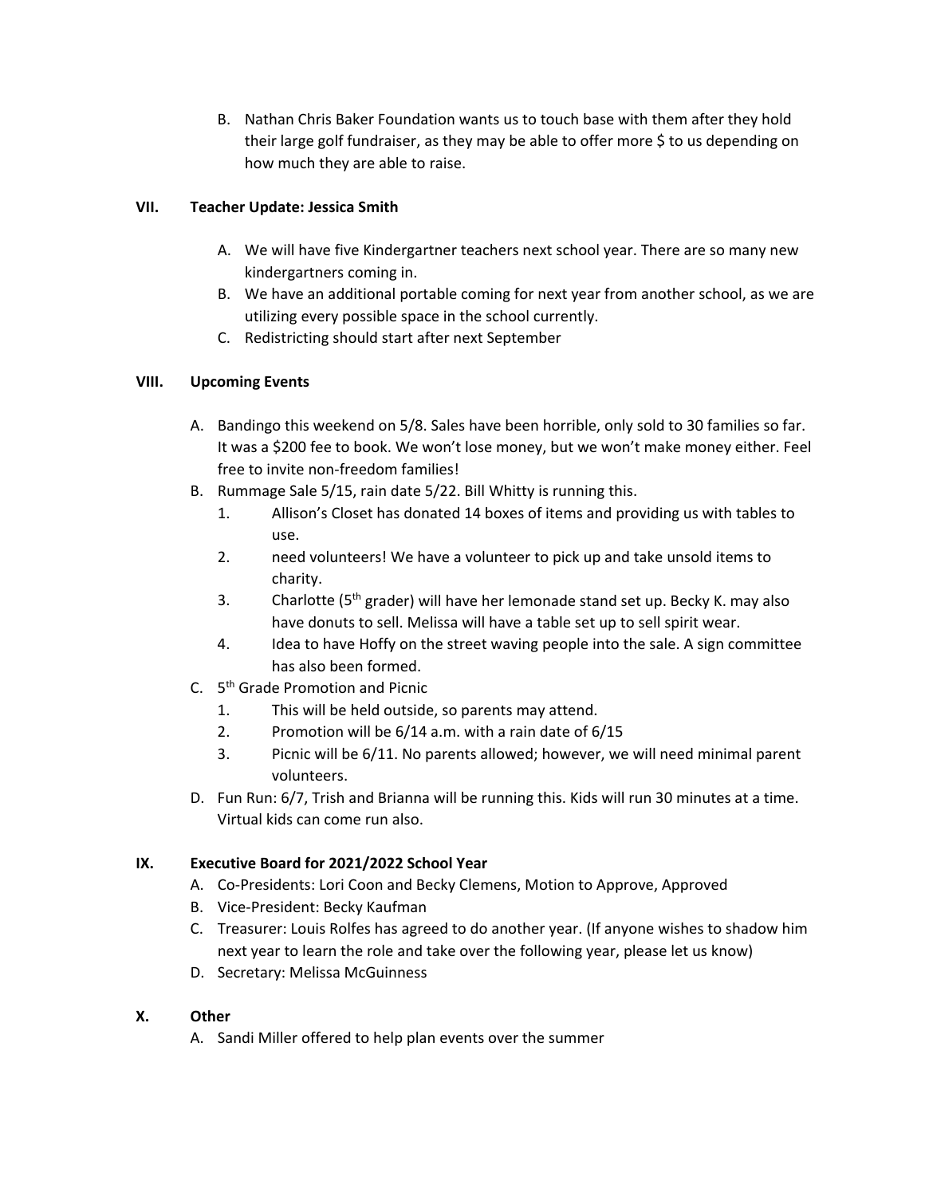B. Nathan Chris Baker Foundation wants us to touch base with them after they hold their large golf fundraiser, as they may be able to offer more $ to us depending on how much they are able to raise.

## VII. Teacher Update: Jessica Smith

A. We will have five Kindergartner teachers next school year. There are so many new kindergartners coming in.
B. We have an additional portable coming for next year from another school, as we are utilizing every possible space in the school currently.
C. Redistricting should start after next September

## VIII. Upcoming Events

A. Bandingo this weekend on 5/8. Sales have been horrible, only sold to 30 families so far. It was a $200 fee to book. We won't lose money, but we won't make money either. Feel free to invite non-freedom families!
B. Rummage Sale 5/15, rain date 5/22. Bill Whitty is running this.
   1. Allison's Closet has donated 14 boxes of items and providing us with tables to use.
   2. need volunteers! We have a volunteer to pick up and take unsold items to charity.
   3. Charlotte (5th grader) will have her lemonade stand set up. Becky K. may also have donuts to sell. Melissa will have a table set up to sell spirit wear.
   4. Idea to have Hoffy on the street waving people into the sale. A sign committee has also been formed.
C. 5th Grade Promotion and Picnic
   1. This will be held outside, so parents may attend.
   2. Promotion will be 6/14 a.m. with a rain date of 6/15
   3. Picnic will be 6/11. No parents allowed; however, we will need minimal parent volunteers.
D. Fun Run: 6/7, Trish and Brianna will be running this. Kids will run 30 minutes at a time. Virtual kids can come run also.

## IX. Executive Board for 2021/2022 School Year

A. Co-Presidents: Lori Coon and Becky Clemens, Motion to Approve, Approved
B. Vice-President: Becky Kaufman
C. Treasurer: Louis Rolfes has agreed to do another year. (If anyone wishes to shadow him next year to learn the role and take over the following year, please let us know)
D. Secretary: Melissa McGuinness

## X. Other

A. Sandi Miller offered to help plan events over the summer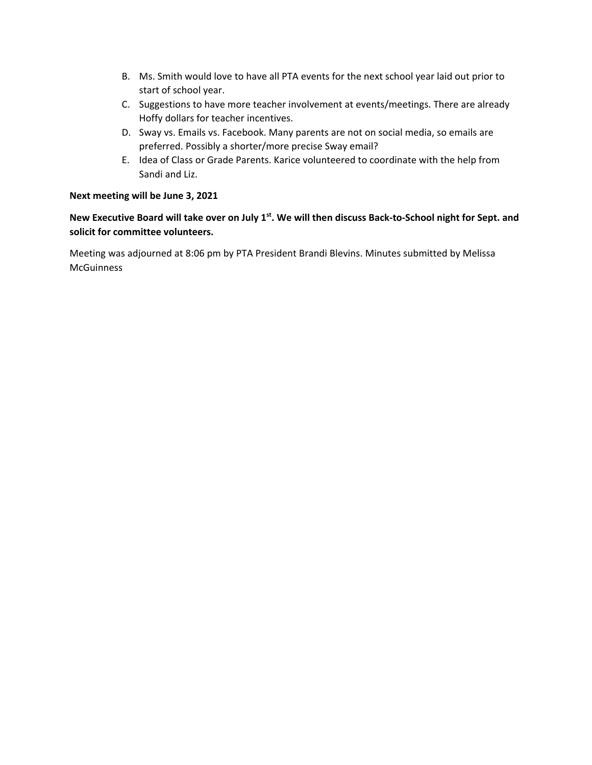B. Ms. Smith would love to have all PTA events for the next school year laid out prior to start of school year.
C. Suggestions to have more teacher involvement at events/meetings. There are already Hoffy dollars for teacher incentives.
D. Sway vs. Emails vs. Facebook. Many parents are not on social media, so emails are preferred. Possibly a shorter/more precise Sway email?
E. Idea of Class or Grade Parents. Karice volunteered to coordinate with the help from Sandi and Liz.

**Next meeting will be June 3, 2021**

**New Executive Board will take over on July 1st. We will then discuss Back-to-School night for Sept. and solicit for committee volunteers.**

Meeting was adjourned at 8:06 pm by PTA President Brandi Blevins. Minutes submitted by Melissa McGuinness